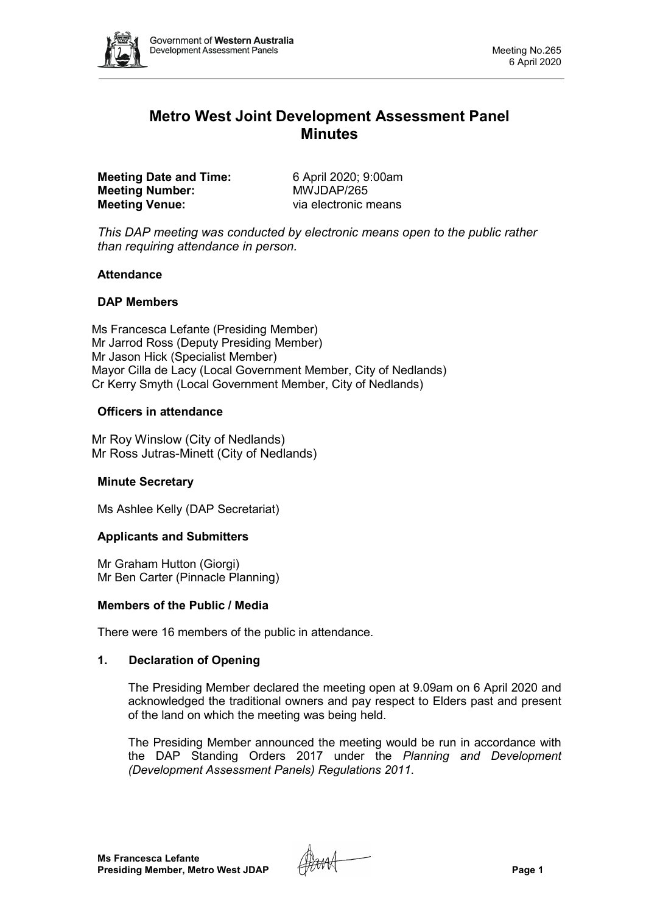# Metro West Joint Development Assessment Panel Minutes

**Meeting Date and Time:** 6 April 2020; 9:00am
**Meeting Number:** MWJDAP/265
**Meeting Venue:** via electronic means

*This DAP meeting was conducted by electronic means open to the public rather than requiring attendance in person.*

## Attendance

### DAP Members

Ms Francesca Lefante (Presiding Member)
Mr Jarrod Ross (Deputy Presiding Member)
Mr Jason Hick (Specialist Member)
Mayor Cilla de Lacy (Local Government Member, City of Nedlands)
Cr Kerry Smyth (Local Government Member, City of Nedlands)

### Officers in attendance

Mr Roy Winslow (City of Nedlands)
Mr Ross Jutras-Minett (City of Nedlands)

### Minute Secretary

Ms Ashlee Kelly (DAP Secretariat)

### Applicants and Submitters

Mr Graham Hutton (Giorgi)
Mr Ben Carter (Pinnacle Planning)

### Members of the Public / Media

There were 16 members of the public in attendance.

## 1. Declaration of Opening

The Presiding Member declared the meeting open at 9.09am on 6 April 2020 and acknowledged the traditional owners and pay respect to Elders past and present of the land on which the meeting was being held.

The Presiding Member announced the meeting would be run in accordance with the DAP Standing Orders 2017 under the *Planning and Development (Development Assessment Panels) Regulations 2011*.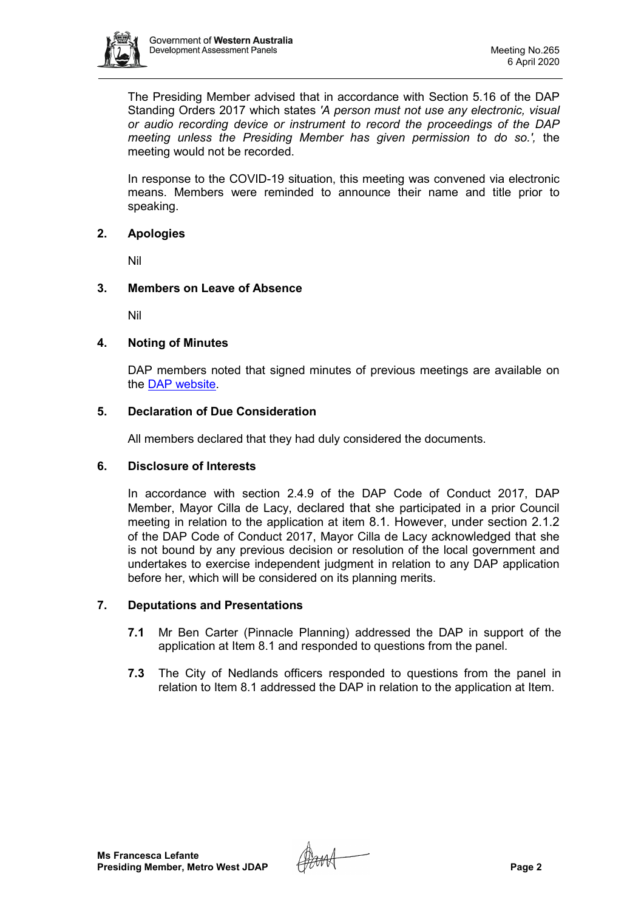The Presiding Member advised that in accordance with Section 5.16 of the DAP Standing Orders 2017 which states *'A person must not use any electronic, visual or audio recording device or instrument to record the proceedings of the DAP meeting unless the Presiding Member has given permission to do so.',* the meeting would not be recorded.

In response to the COVID-19 situation, this meeting was convened via electronic means. Members were reminded to announce their name and title prior to speaking.

## 2. Apologies

Nil

## 3. Members on Leave of Absence

Nil

## 4. Noting of Minutes

DAP members noted that signed minutes of previous meetings are available on the DAP website.

## 5. Declaration of Due Consideration

All members declared that they had duly considered the documents.

## 6. Disclosure of Interests

In accordance with section 2.4.9 of the DAP Code of Conduct 2017, DAP Member, Mayor Cilla de Lacy, declared that she participated in a prior Council meeting in relation to the application at item 8.1. However, under section 2.1.2 of the DAP Code of Conduct 2017, Mayor Cilla de Lacy acknowledged that she is not bound by any previous decision or resolution of the local government and undertakes to exercise independent judgment in relation to any DAP application before her, which will be considered on its planning merits.

## 7. Deputations and Presentations

**7.1** Mr Ben Carter (Pinnacle Planning) addressed the DAP in support of the application at Item 8.1 and responded to questions from the panel.

**7.3** The City of Nedlands officers responded to questions from the panel in relation to Item 8.1 addressed the DAP in relation to the application at Item.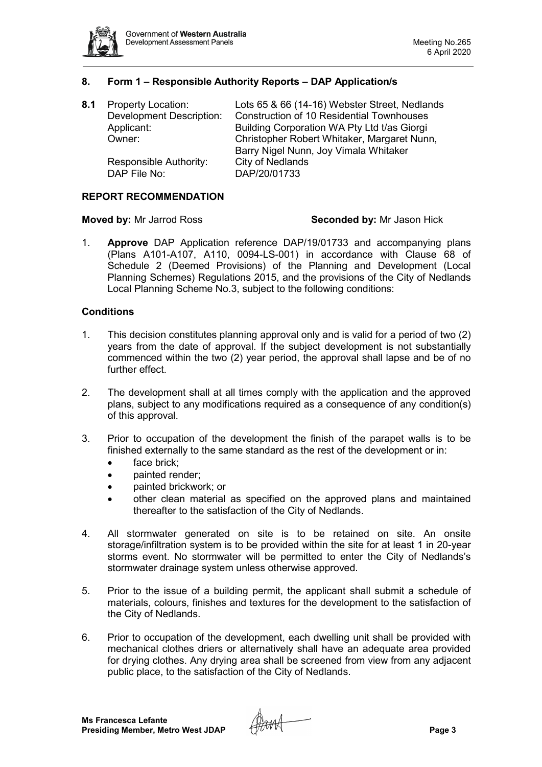## 8. Form 1 – Responsible Authority Reports – DAP Application/s

**8.1** Property Location: Lots 65 & 66 (14-16) Webster Street, Nedlands
Development Description: Construction of 10 Residential Townhouses
Applicant: Building Corporation WA Pty Ltd t/as Giorgi
Owner: Christopher Robert Whitaker, Margaret Nunn, Barry Nigel Nunn, Joy Vimala Whitaker
Responsible Authority: City of Nedlands
DAP File No: DAP/20/01733

### REPORT RECOMMENDATION

**Moved by:** Mr Jarrod Ross **Seconded by:** Mr Jason Hick

1. **Approve** DAP Application reference DAP/19/01733 and accompanying plans (Plans A101-A107, A110, 0094-LS-001) in accordance with Clause 68 of Schedule 2 (Deemed Provisions) of the Planning and Development (Local Planning Schemes) Regulations 2015, and the provisions of the City of Nedlands Local Planning Scheme No.3, subject to the following conditions:

### Conditions

1. This decision constitutes planning approval only and is valid for a period of two (2) years from the date of approval. If the subject development is not substantially commenced within the two (2) year period, the approval shall lapse and be of no further effect.

2. The development shall at all times comply with the application and the approved plans, subject to any modifications required as a consequence of any condition(s) of this approval.

3. Prior to occupation of the development the finish of the parapet walls is to be finished externally to the same standard as the rest of the development or in:
   - face brick;
   - painted render;
   - painted brickwork; or
   - other clean material as specified on the approved plans and maintained thereafter to the satisfaction of the City of Nedlands.

4. All stormwater generated on site is to be retained on site. An onsite storage/infiltration system is to be provided within the site for at least 1 in 20-year storms event. No stormwater will be permitted to enter the City of Nedlands's stormwater drainage system unless otherwise approved.

5. Prior to the issue of a building permit, the applicant shall submit a schedule of materials, colours, finishes and textures for the development to the satisfaction of the City of Nedlands.

6. Prior to occupation of the development, each dwelling unit shall be provided with mechanical clothes driers or alternatively shall have an adequate area provided for drying clothes. Any drying area shall be screened from view from any adjacent public place, to the satisfaction of the City of Nedlands.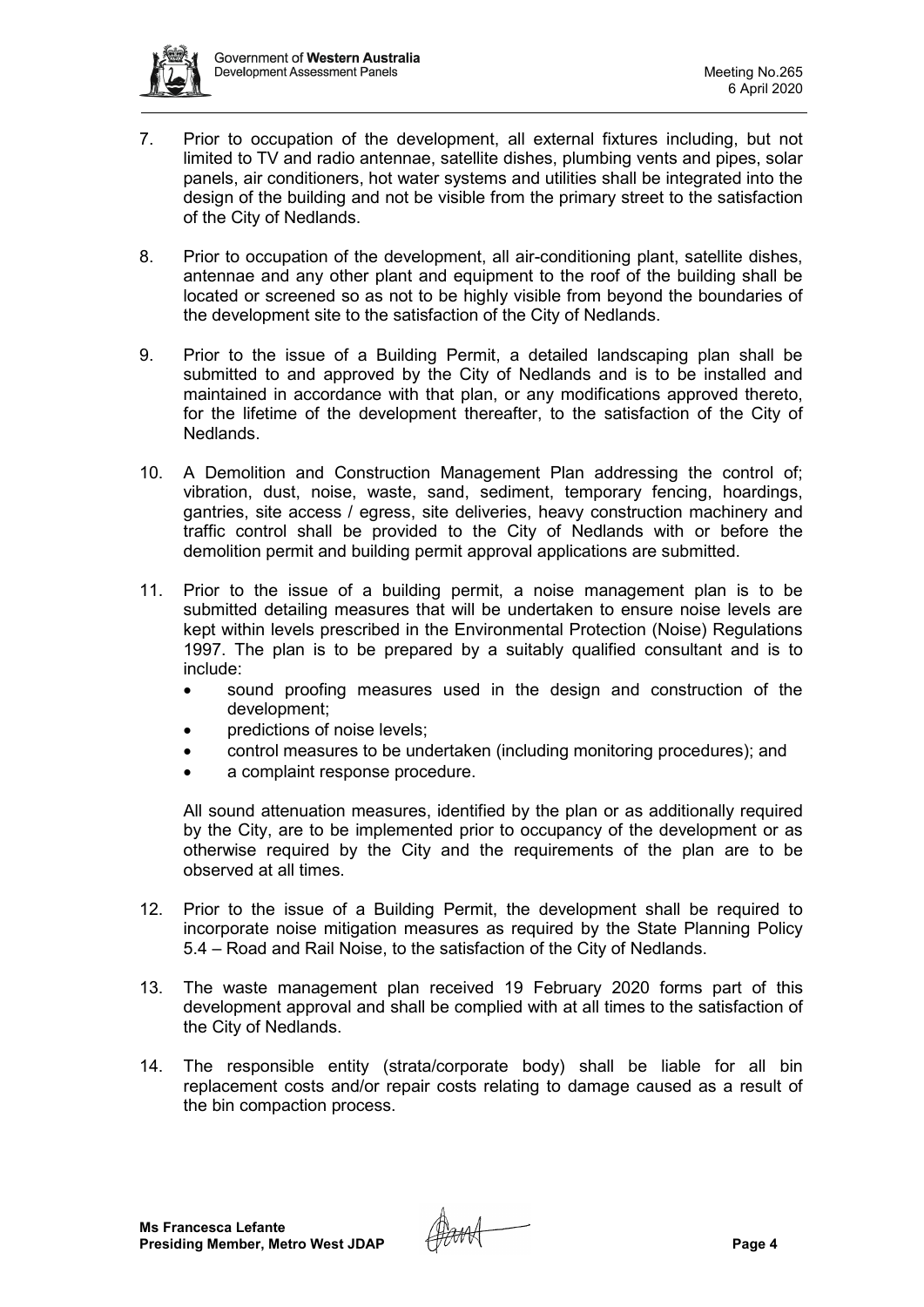7. Prior to occupation of the development, all external fixtures including, but not limited to TV and radio antennae, satellite dishes, plumbing vents and pipes, solar panels, air conditioners, hot water systems and utilities shall be integrated into the design of the building and not be visible from the primary street to the satisfaction of the City of Nedlands.

8. Prior to occupation of the development, all air-conditioning plant, satellite dishes, antennae and any other plant and equipment to the roof of the building shall be located or screened so as not to be highly visible from beyond the boundaries of the development site to the satisfaction of the City of Nedlands.

9. Prior to the issue of a Building Permit, a detailed landscaping plan shall be submitted to and approved by the City of Nedlands and is to be installed and maintained in accordance with that plan, or any modifications approved thereto, for the lifetime of the development thereafter, to the satisfaction of the City of Nedlands.

10. A Demolition and Construction Management Plan addressing the control of; vibration, dust, noise, waste, sand, sediment, temporary fencing, hoardings, gantries, site access / egress, site deliveries, heavy construction machinery and traffic control shall be provided to the City of Nedlands with or before the demolition permit and building permit approval applications are submitted.

11. Prior to the issue of a building permit, a noise management plan is to be submitted detailing measures that will be undertaken to ensure noise levels are kept within levels prescribed in the Environmental Protection (Noise) Regulations 1997. The plan is to be prepared by a suitably qualified consultant and is to include:
    - sound proofing measures used in the design and construction of the development;
    - predictions of noise levels;
    - control measures to be undertaken (including monitoring procedures); and
    - a complaint response procedure.

    All sound attenuation measures, identified by the plan or as additionally required by the City, are to be implemented prior to occupancy of the development or as otherwise required by the City and the requirements of the plan are to be observed at all times.

12. Prior to the issue of a Building Permit, the development shall be required to incorporate noise mitigation measures as required by the State Planning Policy 5.4 – Road and Rail Noise, to the satisfaction of the City of Nedlands.

13. The waste management plan received 19 February 2020 forms part of this development approval and shall be complied with at all times to the satisfaction of the City of Nedlands.

14. The responsible entity (strata/corporate body) shall be liable for all bin replacement costs and/or repair costs relating to damage caused as a result of the bin compaction process.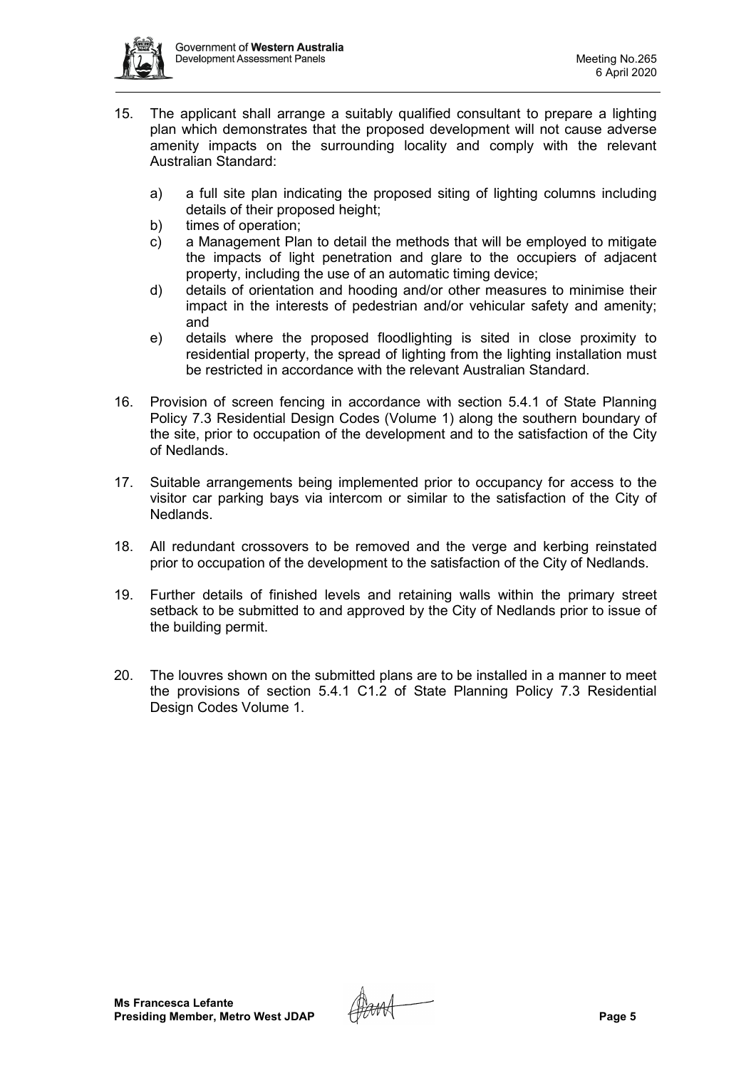15. The applicant shall arrange a suitably qualified consultant to prepare a lighting plan which demonstrates that the proposed development will not cause adverse amenity impacts on the surrounding locality and comply with the relevant Australian Standard:

    a) a full site plan indicating the proposed siting of lighting columns including details of their proposed height;
    b) times of operation;
    c) a Management Plan to detail the methods that will be employed to mitigate the impacts of light penetration and glare to the occupiers of adjacent property, including the use of an automatic timing device;
    d) details of orientation and hooding and/or other measures to minimise their impact in the interests of pedestrian and/or vehicular safety and amenity; and
    e) details where the proposed floodlighting is sited in close proximity to residential property, the spread of lighting from the lighting installation must be restricted in accordance with the relevant Australian Standard.

16. Provision of screen fencing in accordance with section 5.4.1 of State Planning Policy 7.3 Residential Design Codes (Volume 1) along the southern boundary of the site, prior to occupation of the development and to the satisfaction of the City of Nedlands.

17. Suitable arrangements being implemented prior to occupancy for access to the visitor car parking bays via intercom or similar to the satisfaction of the City of Nedlands.

18. All redundant crossovers to be removed and the verge and kerbing reinstated prior to occupation of the development to the satisfaction of the City of Nedlands.

19. Further details of finished levels and retaining walls within the primary street setback to be submitted to and approved by the City of Nedlands prior to issue of the building permit.

20. The louvres shown on the submitted plans are to be installed in a manner to meet the provisions of section 5.4.1 C1.2 of State Planning Policy 7.3 Residential Design Codes Volume 1.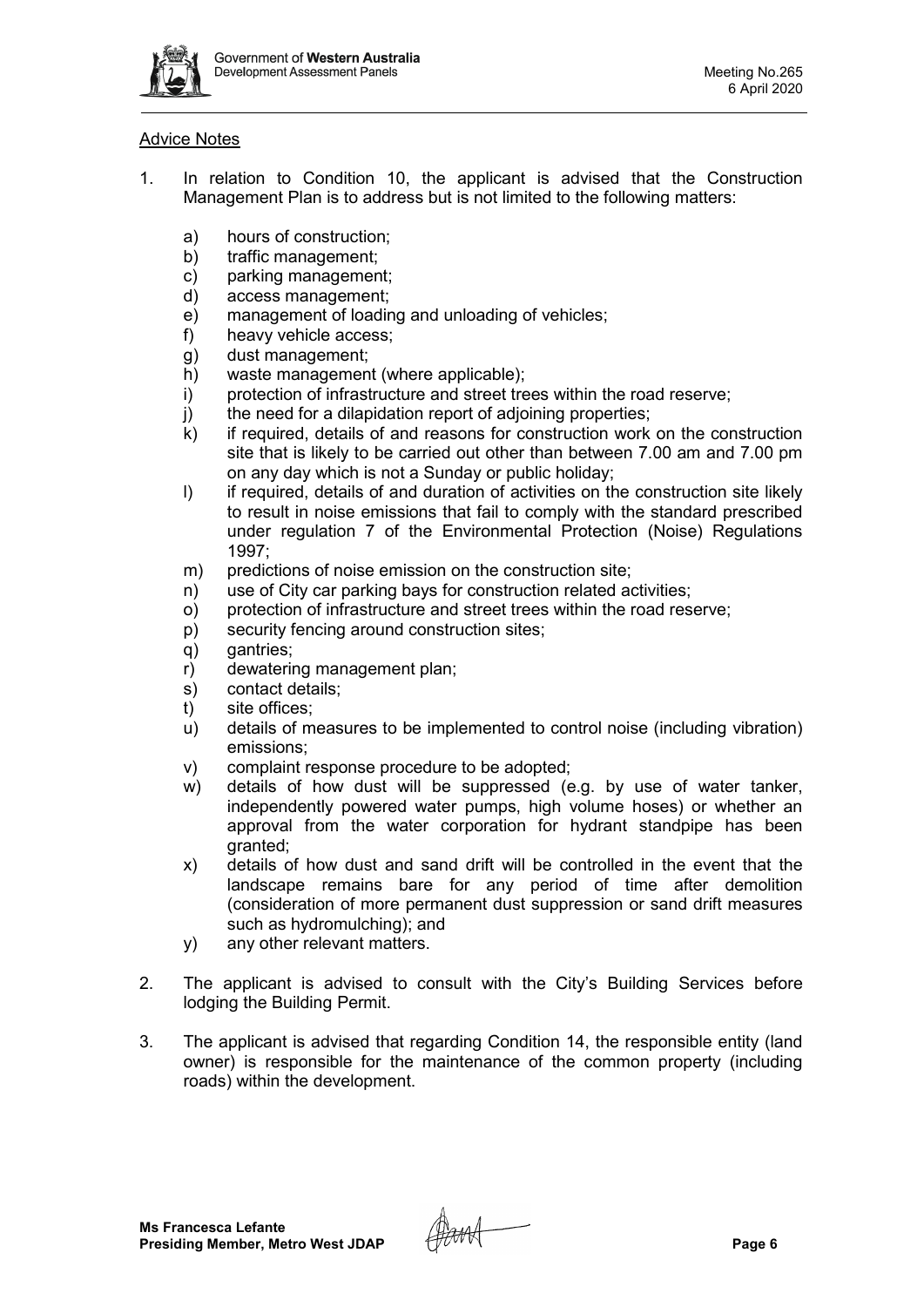Advice Notes

1. In relation to Condition 10, the applicant is advised that the Construction Management Plan is to address but is not limited to the following matters:

   a) hours of construction;
   b) traffic management;
   c) parking management;
   d) access management;
   e) management of loading and unloading of vehicles;
   f) heavy vehicle access;
   g) dust management;
   h) waste management (where applicable);
   i) protection of infrastructure and street trees within the road reserve;
   j) the need for a dilapidation report of adjoining properties;
   k) if required, details of and reasons for construction work on the construction site that is likely to be carried out other than between 7.00 am and 7.00 pm on any day which is not a Sunday or public holiday;
   l) if required, details of and duration of activities on the construction site likely to result in noise emissions that fail to comply with the standard prescribed under regulation 7 of the Environmental Protection (Noise) Regulations 1997;
   m) predictions of noise emission on the construction site;
   n) use of City car parking bays for construction related activities;
   o) protection of infrastructure and street trees within the road reserve;
   p) security fencing around construction sites;
   q) gantries;
   r) dewatering management plan;
   s) contact details;
   t) site offices;
   u) details of measures to be implemented to control noise (including vibration) emissions;
   v) complaint response procedure to be adopted;
   w) details of how dust will be suppressed (e.g. by use of water tanker, independently powered water pumps, high volume hoses) or whether an approval from the water corporation for hydrant standpipe has been granted;
   x) details of how dust and sand drift will be controlled in the event that the landscape remains bare for any period of time after demolition (consideration of more permanent dust suppression or sand drift measures such as hydromulching); and
   y) any other relevant matters.

2. The applicant is advised to consult with the City's Building Services before lodging the Building Permit.

3. The applicant is advised that regarding Condition 14, the responsible entity (land owner) is responsible for the maintenance of the common property (including roads) within the development.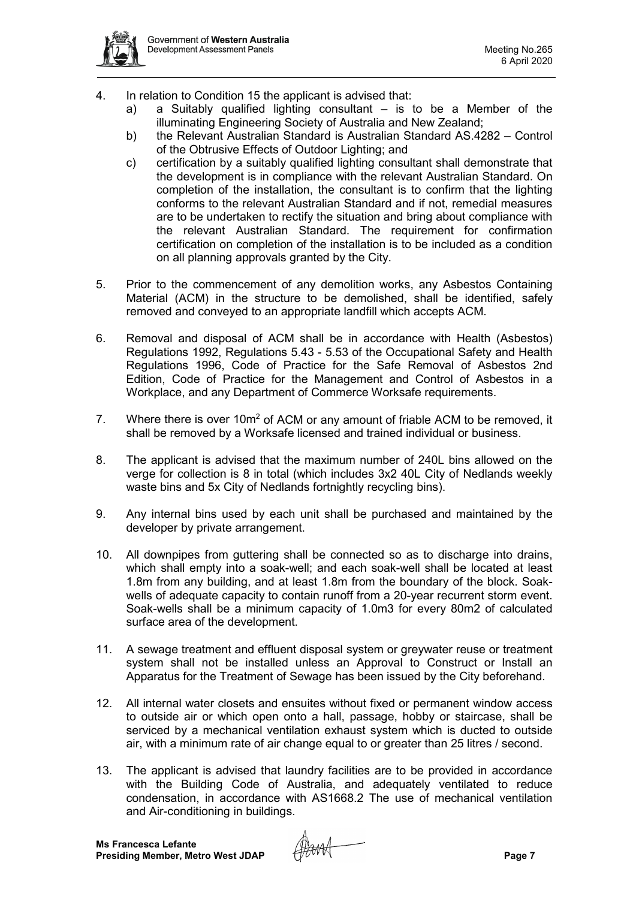4. In relation to Condition 15 the applicant is advised that:
   a) a Suitably qualified lighting consultant – is to be a Member of the illuminating Engineering Society of Australia and New Zealand;
   b) the Relevant Australian Standard is Australian Standard AS.4282 – Control of the Obtrusive Effects of Outdoor Lighting; and
   c) certification by a suitably qualified lighting consultant shall demonstrate that the development is in compliance with the relevant Australian Standard. On completion of the installation, the consultant is to confirm that the lighting conforms to the relevant Australian Standard and if not, remedial measures are to be undertaken to rectify the situation and bring about compliance with the relevant Australian Standard. The requirement for confirmation certification on completion of the installation is to be included as a condition on all planning approvals granted by the City.

5. Prior to the commencement of any demolition works, any Asbestos Containing Material (ACM) in the structure to be demolished, shall be identified, safely removed and conveyed to an appropriate landfill which accepts ACM.

6. Removal and disposal of ACM shall be in accordance with Health (Asbestos) Regulations 1992, Regulations 5.43 - 5.53 of the Occupational Safety and Health Regulations 1996, Code of Practice for the Safe Removal of Asbestos 2nd Edition, Code of Practice for the Management and Control of Asbestos in a Workplace, and any Department of Commerce Worksafe requirements.

7. Where there is over 10m$^2$ of ACM or any amount of friable ACM to be removed, it shall be removed by a Worksafe licensed and trained individual or business.

8. The applicant is advised that the maximum number of 240L bins allowed on the verge for collection is 8 in total (which includes 3x2 40L City of Nedlands weekly waste bins and 5x City of Nedlands fortnightly recycling bins).

9. Any internal bins used by each unit shall be purchased and maintained by the developer by private arrangement.

10. All downpipes from guttering shall be connected so as to discharge into drains, which shall empty into a soak-well; and each soak-well shall be located at least 1.8m from any building, and at least 1.8m from the boundary of the block. Soak-wells of adequate capacity to contain runoff from a 20-year recurrent storm event. Soak-wells shall be a minimum capacity of 1.0m3 for every 80m2 of calculated surface area of the development.

11. A sewage treatment and effluent disposal system or greywater reuse or treatment system shall not be installed unless an Approval to Construct or Install an Apparatus for the Treatment of Sewage has been issued by the City beforehand.

12. All internal water closets and ensuites without fixed or permanent window access to outside air or which open onto a hall, passage, hobby or staircase, shall be serviced by a mechanical ventilation exhaust system which is ducted to outside air, with a minimum rate of air change equal to or greater than 25 litres / second.

13. The applicant is advised that laundry facilities are to be provided in accordance with the Building Code of Australia, and adequately ventilated to reduce condensation, in accordance with AS1668.2 The use of mechanical ventilation and Air-conditioning in buildings.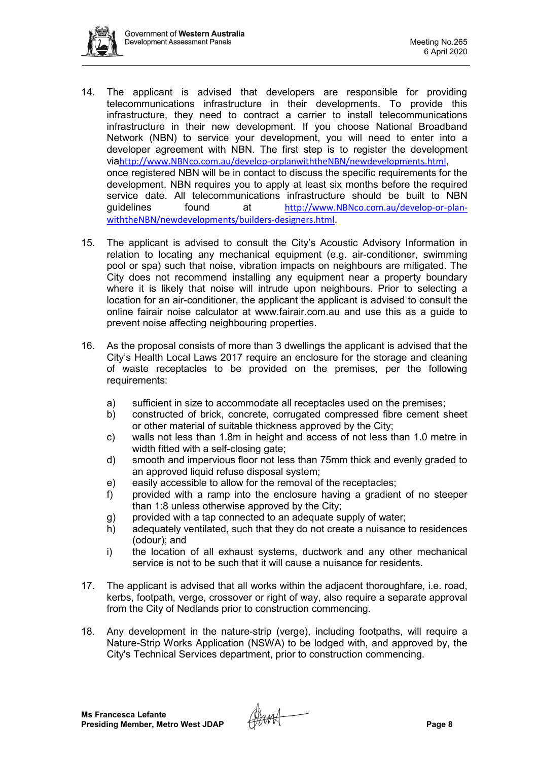14. The applicant is advised that developers are responsible for providing telecommunications infrastructure in their developments. To provide this infrastructure, they need to contract a carrier to install telecommunications infrastructure in their new development. If you choose National Broadband Network (NBN) to service your development, you will need to enter into a developer agreement with NBN. The first step is to register the development viahttp://www.NBNco.com.au/develop-orplanwiththeNBN/newdevelopments.html, once registered NBN will be in contact to discuss the specific requirements for the development. NBN requires you to apply at least six months before the required service date. All telecommunications infrastructure should be built to NBN guidelines found at http://www.NBNco.com.au/develop-or-plan-withtheNBN/newdevelopments/builders-designers.html.

15. The applicant is advised to consult the City's Acoustic Advisory Information in relation to locating any mechanical equipment (e.g. air-conditioner, swimming pool or spa) such that noise, vibration impacts on neighbours are mitigated. The City does not recommend installing any equipment near a property boundary where it is likely that noise will intrude upon neighbours. Prior to selecting a location for an air-conditioner, the applicant the applicant is advised to consult the online fairair noise calculator at www.fairair.com.au and use this as a guide to prevent noise affecting neighbouring properties.

16. As the proposal consists of more than 3 dwellings the applicant is advised that the City's Health Local Laws 2017 require an enclosure for the storage and cleaning of waste receptacles to be provided on the premises, per the following requirements:

    a) sufficient in size to accommodate all receptacles used on the premises;
    b) constructed of brick, concrete, corrugated compressed fibre cement sheet or other material of suitable thickness approved by the City;
    c) walls not less than 1.8m in height and access of not less than 1.0 metre in width fitted with a self-closing gate;
    d) smooth and impervious floor not less than 75mm thick and evenly graded to an approved liquid refuse disposal system;
    e) easily accessible to allow for the removal of the receptacles;
    f) provided with a ramp into the enclosure having a gradient of no steeper than 1:8 unless otherwise approved by the City;
    g) provided with a tap connected to an adequate supply of water;
    h) adequately ventilated, such that they do not create a nuisance to residences (odour); and
    i) the location of all exhaust systems, ductwork and any other mechanical service is not to be such that it will cause a nuisance for residents.

17. The applicant is advised that all works within the adjacent thoroughfare, i.e. road, kerbs, footpath, verge, crossover or right of way, also require a separate approval from the City of Nedlands prior to construction commencing.

18. Any development in the nature-strip (verge), including footpaths, will require a Nature-Strip Works Application (NSWA) to be lodged with, and approved by, the City's Technical Services department, prior to construction commencing.

**Ms Francesca Lefante**
**Presiding Member, Metro West JDAP**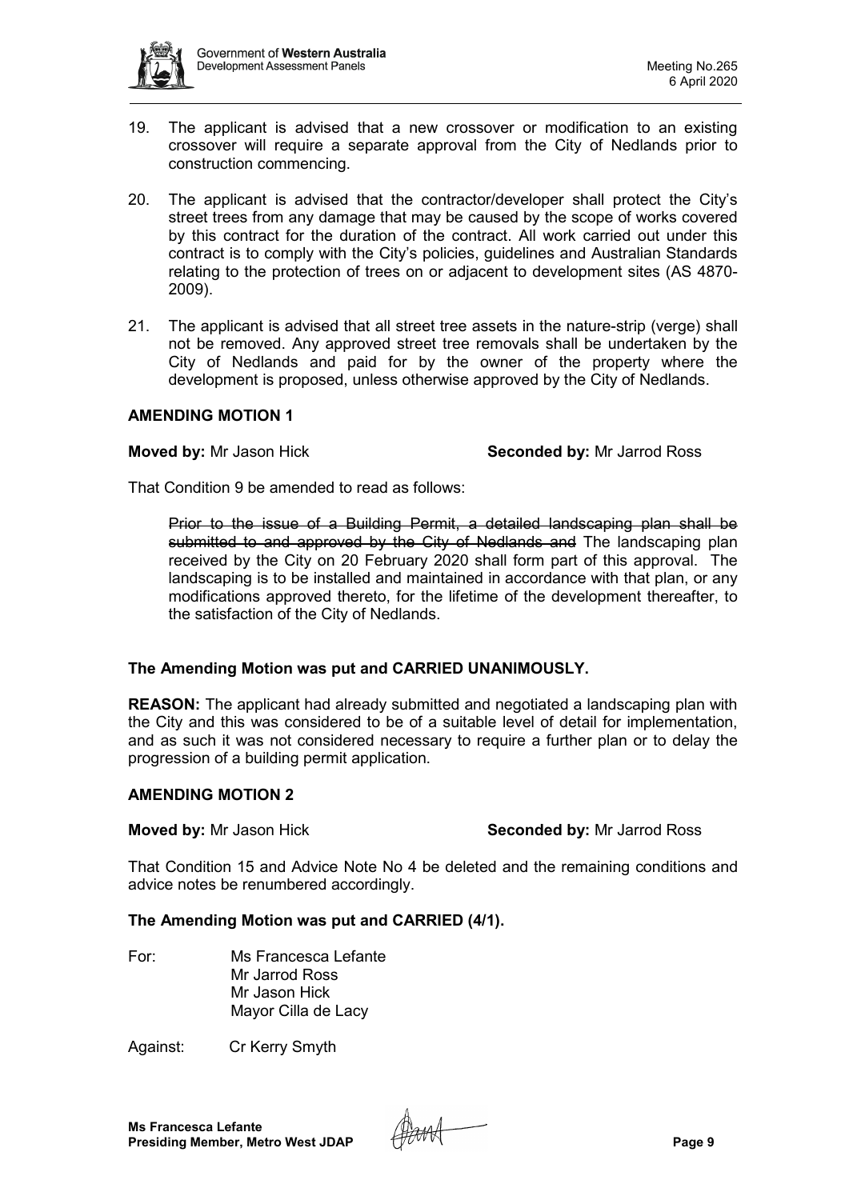19. The applicant is advised that a new crossover or modification to an existing crossover will require a separate approval from the City of Nedlands prior to construction commencing.

20. The applicant is advised that the contractor/developer shall protect the City's street trees from any damage that may be caused by the scope of works covered by this contract for the duration of the contract. All work carried out under this contract is to comply with the City's policies, guidelines and Australian Standards relating to the protection of trees on or adjacent to development sites (AS 4870-2009).

21. The applicant is advised that all street tree assets in the nature-strip (verge) shall not be removed. Any approved street tree removals shall be undertaken by the City of Nedlands and paid for by the owner of the property where the development is proposed, unless otherwise approved by the City of Nedlands.

**AMENDING MOTION 1**

**Moved by:** Mr Jason Hick **Seconded by:** Mr Jarrod Ross

That Condition 9 be amended to read as follows:

> ~~Prior to the issue of a Building Permit, a detailed landscaping plan shall be submitted to and approved by the City of Nedlands and~~ The landscaping plan received by the City on 20 February 2020 shall form part of this approval. The landscaping is to be installed and maintained in accordance with that plan, or any modifications approved thereto, for the lifetime of the development thereafter, to the satisfaction of the City of Nedlands.

**The Amending Motion was put and CARRIED UNANIMOUSLY.**

**REASON:** The applicant had already submitted and negotiated a landscaping plan with the City and this was considered to be of a suitable level of detail for implementation, and as such it was not considered necessary to require a further plan or to delay the progression of a building permit application.

**AMENDING MOTION 2**

**Moved by:** Mr Jason Hick **Seconded by:** Mr Jarrod Ross

That Condition 15 and Advice Note No 4 be deleted and the remaining conditions and advice notes be renumbered accordingly.

**The Amending Motion was put and CARRIED (4/1).**

For: Ms Francesca Lefante
Mr Jarrod Ross
Mr Jason Hick
Mayor Cilla de Lacy

Against: Cr Kerry Smyth

**Ms Francesca Lefante**
**Presiding Member, Metro West JDAP**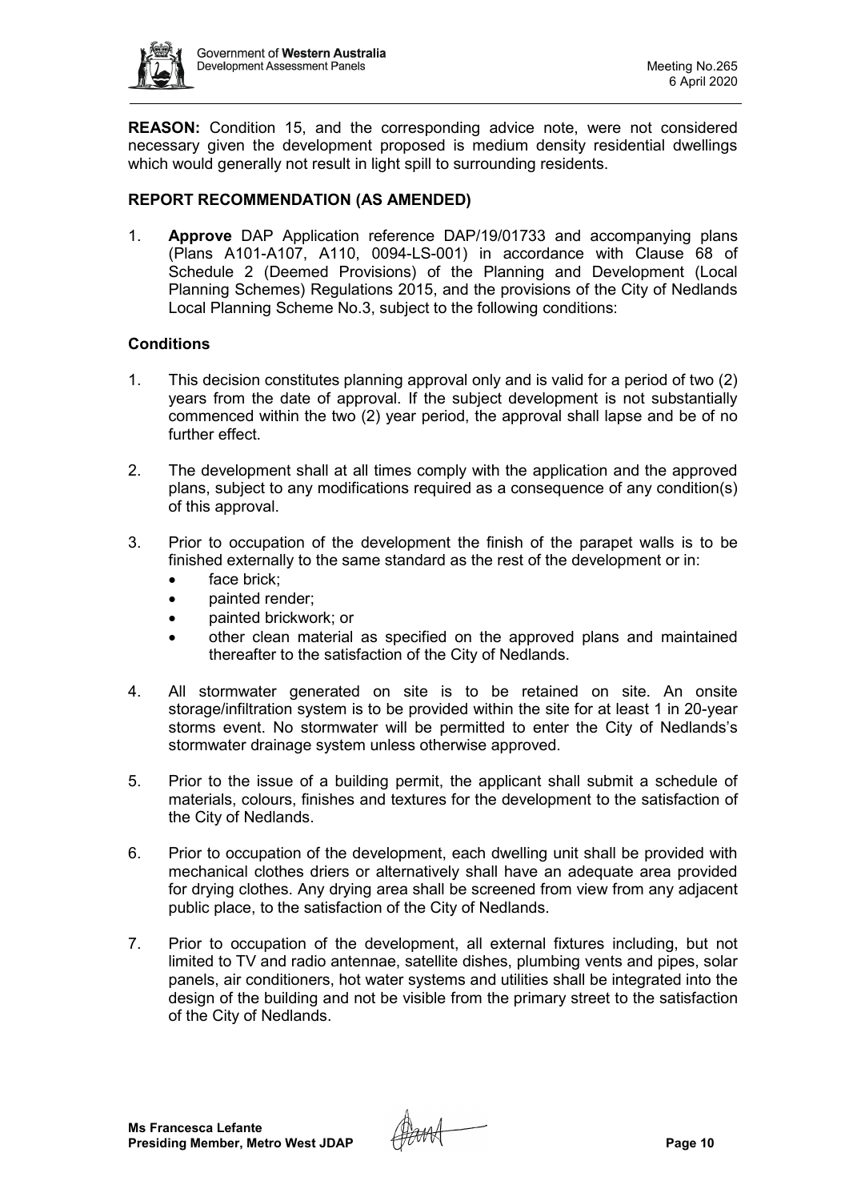**REASON:** Condition 15, and the corresponding advice note, were not considered necessary given the development proposed is medium density residential dwellings which would generally not result in light spill to surrounding residents.

**REPORT RECOMMENDATION (AS AMENDED)**

1. **Approve** DAP Application reference DAP/19/01733 and accompanying plans (Plans A101-A107, A110, 0094-LS-001) in accordance with Clause 68 of Schedule 2 (Deemed Provisions) of the Planning and Development (Local Planning Schemes) Regulations 2015, and the provisions of the City of Nedlands Local Planning Scheme No.3, subject to the following conditions:

**Conditions**

1. This decision constitutes planning approval only and is valid for a period of two (2) years from the date of approval. If the subject development is not substantially commenced within the two (2) year period, the approval shall lapse and be of no further effect.

2. The development shall at all times comply with the application and the approved plans, subject to any modifications required as a consequence of any condition(s) of this approval.

3. Prior to occupation of the development the finish of the parapet walls is to be finished externally to the same standard as the rest of the development or in:
   - face brick;
   - painted render;
   - painted brickwork; or
   - other clean material as specified on the approved plans and maintained thereafter to the satisfaction of the City of Nedlands.

4. All stormwater generated on site is to be retained on site. An onsite storage/infiltration system is to be provided within the site for at least 1 in 20-year storms event. No stormwater will be permitted to enter the City of Nedlands's stormwater drainage system unless otherwise approved.

5. Prior to the issue of a building permit, the applicant shall submit a schedule of materials, colours, finishes and textures for the development to the satisfaction of the City of Nedlands.

6. Prior to occupation of the development, each dwelling unit shall be provided with mechanical clothes driers or alternatively shall have an adequate area provided for drying clothes. Any drying area shall be screened from view from any adjacent public place, to the satisfaction of the City of Nedlands.

7. Prior to occupation of the development, all external fixtures including, but not limited to TV and radio antennae, satellite dishes, plumbing vents and pipes, solar panels, air conditioners, hot water systems and utilities shall be integrated into the design of the building and not be visible from the primary street to the satisfaction of the City of Nedlands.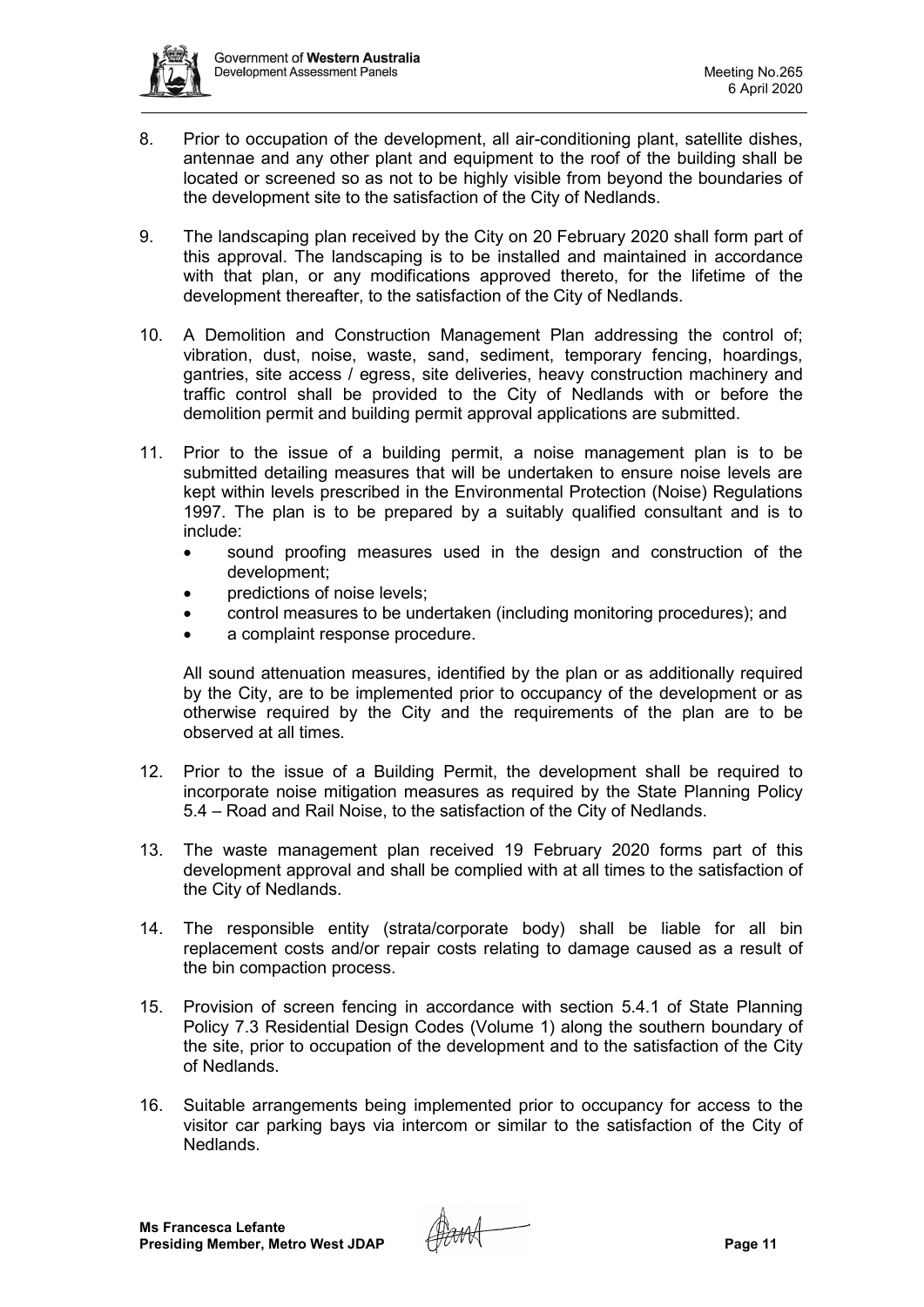8. Prior to occupation of the development, all air-conditioning plant, satellite dishes, antennae and any other plant and equipment to the roof of the building shall be located or screened so as not to be highly visible from beyond the boundaries of the development site to the satisfaction of the City of Nedlands.

9. The landscaping plan received by the City on 20 February 2020 shall form part of this approval. The landscaping is to be installed and maintained in accordance with that plan, or any modifications approved thereto, for the lifetime of the development thereafter, to the satisfaction of the City of Nedlands.

10. A Demolition and Construction Management Plan addressing the control of; vibration, dust, noise, waste, sand, sediment, temporary fencing, hoardings, gantries, site access / egress, site deliveries, heavy construction machinery and traffic control shall be provided to the City of Nedlands with or before the demolition permit and building permit approval applications are submitted.

11. Prior to the issue of a building permit, a noise management plan is to be submitted detailing measures that will be undertaken to ensure noise levels are kept within levels prescribed in the Environmental Protection (Noise) Regulations 1997. The plan is to be prepared by a suitably qualified consultant and is to include:
    - sound proofing measures used in the design and construction of the development;
    - predictions of noise levels;
    - control measures to be undertaken (including monitoring procedures); and
    - a complaint response procedure.

    All sound attenuation measures, identified by the plan or as additionally required by the City, are to be implemented prior to occupancy of the development or as otherwise required by the City and the requirements of the plan are to be observed at all times.

12. Prior to the issue of a Building Permit, the development shall be required to incorporate noise mitigation measures as required by the State Planning Policy 5.4 – Road and Rail Noise, to the satisfaction of the City of Nedlands.

13. The waste management plan received 19 February 2020 forms part of this development approval and shall be complied with at all times to the satisfaction of the City of Nedlands.

14. The responsible entity (strata/corporate body) shall be liable for all bin replacement costs and/or repair costs relating to damage caused as a result of the bin compaction process.

15. Provision of screen fencing in accordance with section 5.4.1 of State Planning Policy 7.3 Residential Design Codes (Volume 1) along the southern boundary of the site, prior to occupation of the development and to the satisfaction of the City of Nedlands.

16. Suitable arrangements being implemented prior to occupancy for access to the visitor car parking bays via intercom or similar to the satisfaction of the City of Nedlands.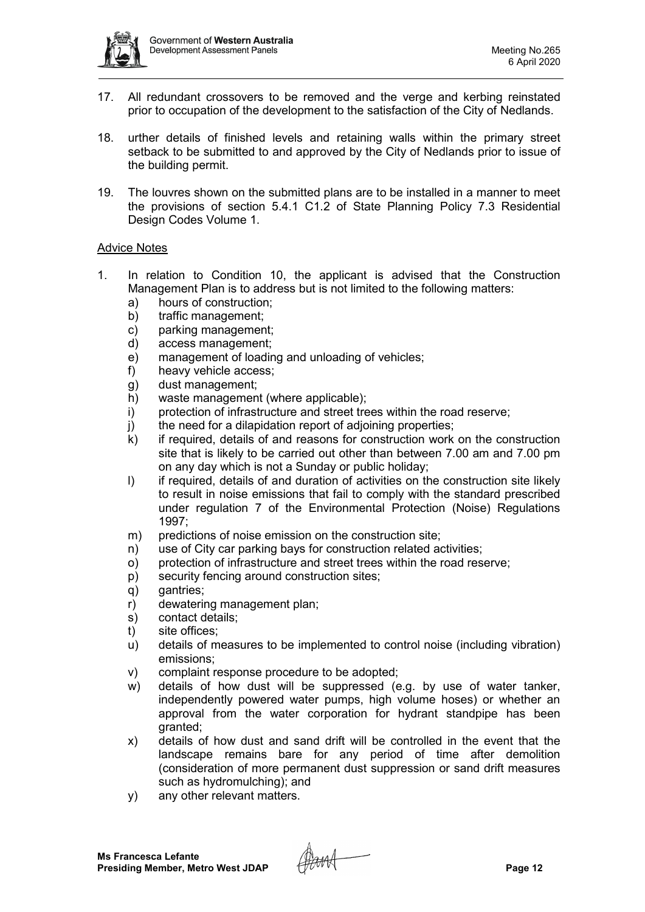17. All redundant crossovers to be removed and the verge and kerbing reinstated prior to occupation of the development to the satisfaction of the City of Nedlands.

18. urther details of finished levels and retaining walls within the primary street setback to be submitted to and approved by the City of Nedlands prior to issue of the building permit.

19. The louvres shown on the submitted plans are to be installed in a manner to meet the provisions of section 5.4.1 C1.2 of State Planning Policy 7.3 Residential Design Codes Volume 1.

Advice Notes

1. In relation to Condition 10, the applicant is advised that the Construction Management Plan is to address but is not limited to the following matters:
   a) hours of construction;
   b) traffic management;
   c) parking management;
   d) access management;
   e) management of loading and unloading of vehicles;
   f) heavy vehicle access;
   g) dust management;
   h) waste management (where applicable);
   i) protection of infrastructure and street trees within the road reserve;
   j) the need for a dilapidation report of adjoining properties;
   k) if required, details of and reasons for construction work on the construction site that is likely to be carried out other than between 7.00 am and 7.00 pm on any day which is not a Sunday or public holiday;
   l) if required, details of and duration of activities on the construction site likely to result in noise emissions that fail to comply with the standard prescribed under regulation 7 of the Environmental Protection (Noise) Regulations 1997;
   m) predictions of noise emission on the construction site;
   n) use of City car parking bays for construction related activities;
   o) protection of infrastructure and street trees within the road reserve;
   p) security fencing around construction sites;
   q) gantries;
   r) dewatering management plan;
   s) contact details;
   t) site offices;
   u) details of measures to be implemented to control noise (including vibration) emissions;
   v) complaint response procedure to be adopted;
   w) details of how dust will be suppressed (e.g. by use of water tanker, independently powered water pumps, high volume hoses) or whether an approval from the water corporation for hydrant standpipe has been granted;
   x) details of how dust and sand drift will be controlled in the event that the landscape remains bare for any period of time after demolition (consideration of more permanent dust suppression or sand drift measures such as hydromulching); and
   y) any other relevant matters.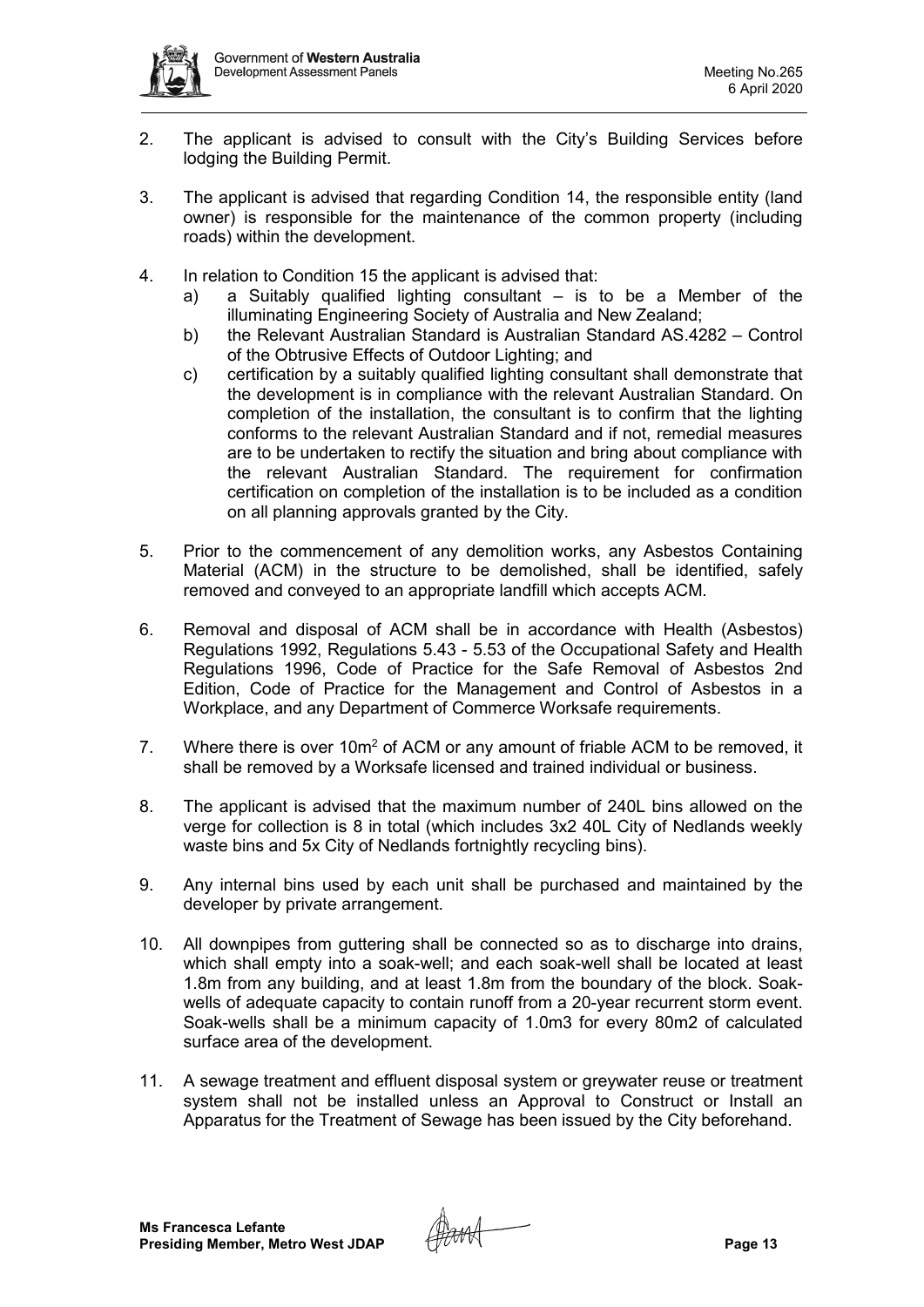2. The applicant is advised to consult with the City's Building Services before lodging the Building Permit.

3. The applicant is advised that regarding Condition 14, the responsible entity (land owner) is responsible for the maintenance of the common property (including roads) within the development.

4. In relation to Condition 15 the applicant is advised that:
   a) a Suitably qualified lighting consultant – is to be a Member of the illuminating Engineering Society of Australia and New Zealand;
   b) the Relevant Australian Standard is Australian Standard AS.4282 – Control of the Obtrusive Effects of Outdoor Lighting; and
   c) certification by a suitably qualified lighting consultant shall demonstrate that the development is in compliance with the relevant Australian Standard. On completion of the installation, the consultant is to confirm that the lighting conforms to the relevant Australian Standard and if not, remedial measures are to be undertaken to rectify the situation and bring about compliance with the relevant Australian Standard. The requirement for confirmation certification on completion of the installation is to be included as a condition on all planning approvals granted by the City.

5. Prior to the commencement of any demolition works, any Asbestos Containing Material (ACM) in the structure to be demolished, shall be identified, safely removed and conveyed to an appropriate landfill which accepts ACM.

6. Removal and disposal of ACM shall be in accordance with Health (Asbestos) Regulations 1992, Regulations 5.43 - 5.53 of the Occupational Safety and Health Regulations 1996, Code of Practice for the Safe Removal of Asbestos 2nd Edition, Code of Practice for the Management and Control of Asbestos in a Workplace, and any Department of Commerce Worksafe requirements.

7. Where there is over 10m² of ACM or any amount of friable ACM to be removed, it shall be removed by a Worksafe licensed and trained individual or business.

8. The applicant is advised that the maximum number of 240L bins allowed on the verge for collection is 8 in total (which includes 3x2 40L City of Nedlands weekly waste bins and 5x City of Nedlands fortnightly recycling bins).

9. Any internal bins used by each unit shall be purchased and maintained by the developer by private arrangement.

10. All downpipes from guttering shall be connected so as to discharge into drains, which shall empty into a soak-well; and each soak-well shall be located at least 1.8m from any building, and at least 1.8m from the boundary of the block. Soak-wells of adequate capacity to contain runoff from a 20-year recurrent storm event. Soak-wells shall be a minimum capacity of 1.0m3 for every 80m2 of calculated surface area of the development.

11. A sewage treatment and effluent disposal system or greywater reuse or treatment system shall not be installed unless an Approval to Construct or Install an Apparatus for the Treatment of Sewage has been issued by the City beforehand.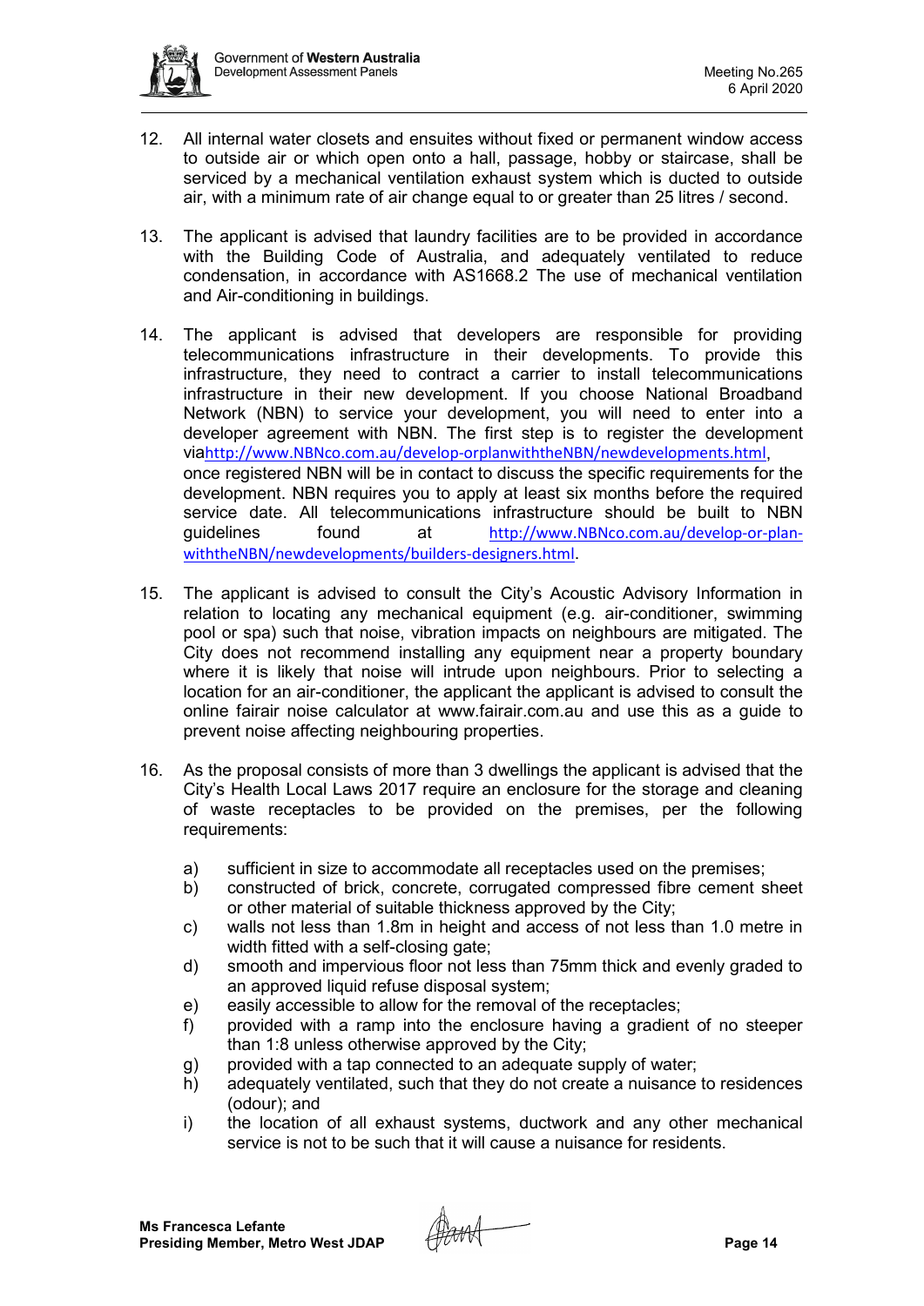12. All internal water closets and ensuites without fixed or permanent window access to outside air or which open onto a hall, passage, hobby or staircase, shall be serviced by a mechanical ventilation exhaust system which is ducted to outside air, with a minimum rate of air change equal to or greater than 25 litres / second.

13. The applicant is advised that laundry facilities are to be provided in accordance with the Building Code of Australia, and adequately ventilated to reduce condensation, in accordance with AS1668.2 The use of mechanical ventilation and Air-conditioning in buildings.

14. The applicant is advised that developers are responsible for providing telecommunications infrastructure in their developments. To provide this infrastructure, they need to contract a carrier to install telecommunications infrastructure in their new development. If you choose National Broadband Network (NBN) to service your development, you will need to enter into a developer agreement with NBN. The first step is to register the development viahttp://www.NBNco.com.au/develop-orplanwiththeNBN/newdevelopments.html, once registered NBN will be in contact to discuss the specific requirements for the development. NBN requires you to apply at least six months before the required service date. All telecommunications infrastructure should be built to NBN guidelines found at http://www.NBNco.com.au/develop-or-plan-withtheNBN/newdevelopments/builders-designers.html.

15. The applicant is advised to consult the City's Acoustic Advisory Information in relation to locating any mechanical equipment (e.g. air-conditioner, swimming pool or spa) such that noise, vibration impacts on neighbours are mitigated. The City does not recommend installing any equipment near a property boundary where it is likely that noise will intrude upon neighbours. Prior to selecting a location for an air-conditioner, the applicant the applicant is advised to consult the online fairair noise calculator at www.fairair.com.au and use this as a guide to prevent noise affecting neighbouring properties.

16. As the proposal consists of more than 3 dwellings the applicant is advised that the City's Health Local Laws 2017 require an enclosure for the storage and cleaning of waste receptacles to be provided on the premises, per the following requirements:

    a) sufficient in size to accommodate all receptacles used on the premises;
    b) constructed of brick, concrete, corrugated compressed fibre cement sheet or other material of suitable thickness approved by the City;
    c) walls not less than 1.8m in height and access of not less than 1.0 metre in width fitted with a self-closing gate;
    d) smooth and impervious floor not less than 75mm thick and evenly graded to an approved liquid refuse disposal system;
    e) easily accessible to allow for the removal of the receptacles;
    f) provided with a ramp into the enclosure having a gradient of no steeper than 1:8 unless otherwise approved by the City;
    g) provided with a tap connected to an adequate supply of water;
    h) adequately ventilated, such that they do not create a nuisance to residences (odour); and
    i) the location of all exhaust systems, ductwork and any other mechanical service is not to be such that it will cause a nuisance for residents.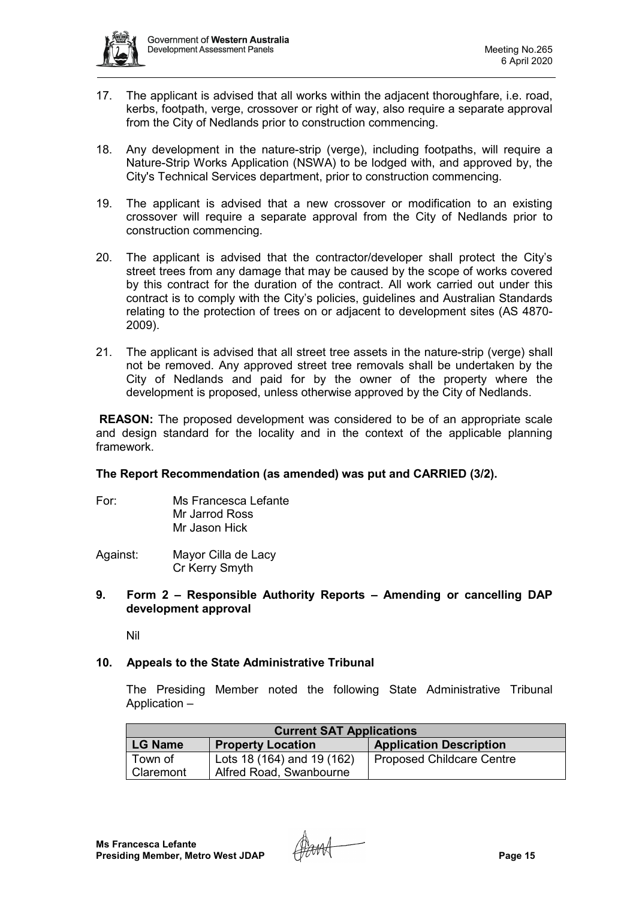17. The applicant is advised that all works within the adjacent thoroughfare, i.e. road, kerbs, footpath, verge, crossover or right of way, also require a separate approval from the City of Nedlands prior to construction commencing.

18. Any development in the nature-strip (verge), including footpaths, will require a Nature-Strip Works Application (NSWA) to be lodged with, and approved by, the City's Technical Services department, prior to construction commencing.

19. The applicant is advised that a new crossover or modification to an existing crossover will require a separate approval from the City of Nedlands prior to construction commencing.

20. The applicant is advised that the contractor/developer shall protect the City's street trees from any damage that may be caused by the scope of works covered by this contract for the duration of the contract. All work carried out under this contract is to comply with the City's policies, guidelines and Australian Standards relating to the protection of trees on or adjacent to development sites (AS 4870-2009).

21. The applicant is advised that all street tree assets in the nature-strip (verge) shall not be removed. Any approved street tree removals shall be undertaken by the City of Nedlands and paid for by the owner of the property where the development is proposed, unless otherwise approved by the City of Nedlands.

**REASON:** The proposed development was considered to be of an appropriate scale and design standard for the locality and in the context of the applicable planning framework.

**The Report Recommendation (as amended) was put and CARRIED (3/2).**

For: Ms Francesca Lefante
Mr Jarrod Ross
Mr Jason Hick

Against: Mayor Cilla de Lacy
Cr Kerry Smyth

## 9. Form 2 – Responsible Authority Reports – Amending or cancelling DAP development approval

Nil

## 10. Appeals to the State Administrative Tribunal

The Presiding Member noted the following State Administrative Tribunal Application –

| Current SAT Applications | | |
|---|---|---|
| **LG Name** | **Property Location** | **Application Description** |
| Town of Claremont | Lots 18 (164) and 19 (162) Alfred Road, Swanbourne | Proposed Childcare Centre |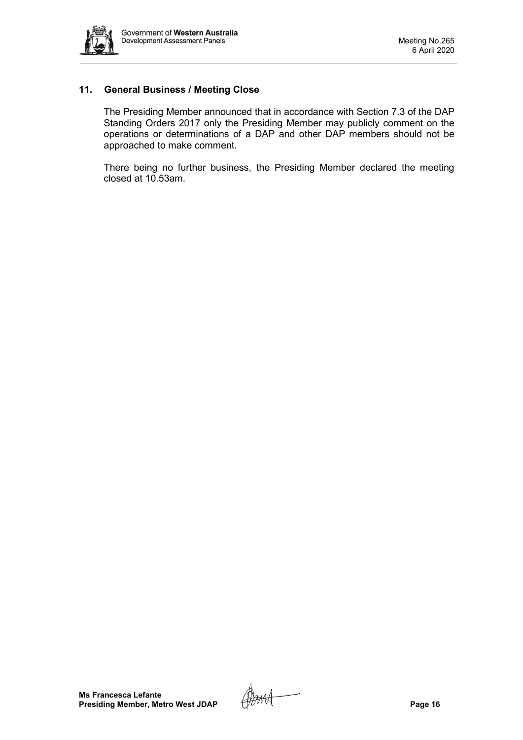## 11. General Business / Meeting Close

The Presiding Member announced that in accordance with Section 7.3 of the DAP Standing Orders 2017 only the Presiding Member may publicly comment on the operations or determinations of a DAP and other DAP members should not be approached to make comment.

There being no further business, the Presiding Member declared the meeting closed at 10.53am.

**Ms Francesca Lefante**
**Presiding Member, Metro West JDAP**